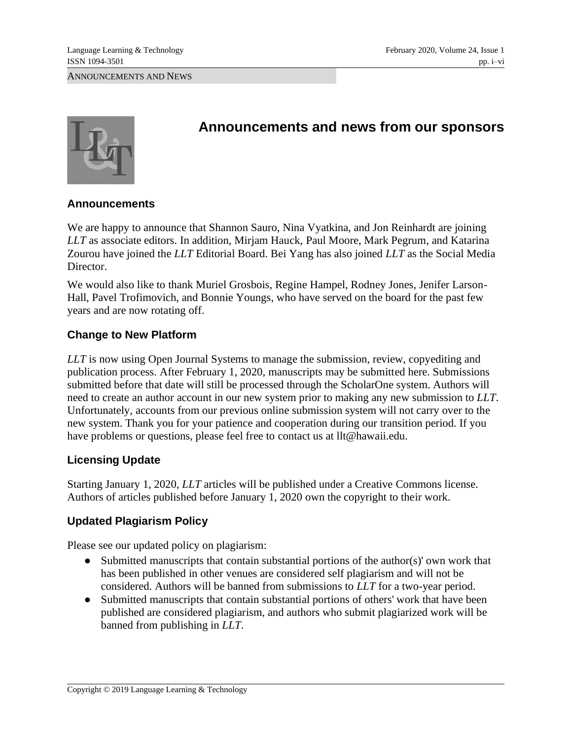# Announcements and news from our sponsors

## Announcements

We are happy to announce that Shannon Sauro, Nina Vyatkina, and Jon Reinhardt are joining *LLT* as associate editors. In addition, Mirjam Hauck, Paul Moore, Mark Pegrum, and Katarina Zourou have joined the *LLT* Editorial Board. Bei Yang has also joined *LLT* as the Social Media Director.

We would also like to thank Muriel Grosbois, Regine Hampel, Rodney Jones, Jenifer Larson-Hall, Pavel Trofimovich, and Bonnie Youngs, who have served on the board for the past few years and are now rotating off.

## Change to New Platform

*LLT* is now using Open Journal Systems to manage the submission, review, copyediting and publication process. After February 1, 2020, manuscripts may be submitted here. Submissions submitted before that date will still be processed through the ScholarOne system. Authors will need to create an author account in our new system prior to making any new submission to *LLT*. Unfortunately, accounts from our previous online submission system will not carry over to the new system. Thank you for your patience and cooperation during our transition period. If you have problems or questions, please feel free to contact us at llt@hawaii.edu.

## Licensing Update

Starting January 1, 2020, *LLT* articles will be published under a Creative Commons license. Authors of articles published before January 1, 2020 own the copyright to their work.

## Updated Plagiarism Policy

Please see our updated policy on plagiarism:

- Submitted manuscripts that contain substantial portions of the author(s)' own work that has been published in other venues are considered self plagiarism and will not be considered. Authors will be banned from submissions to *LLT* for a two-year period.
- Submitted manuscripts that contain substantial portions of others' work that have been published are considered plagiarism, and authors who submit plagiarized work will be banned from publishing in *LLT*.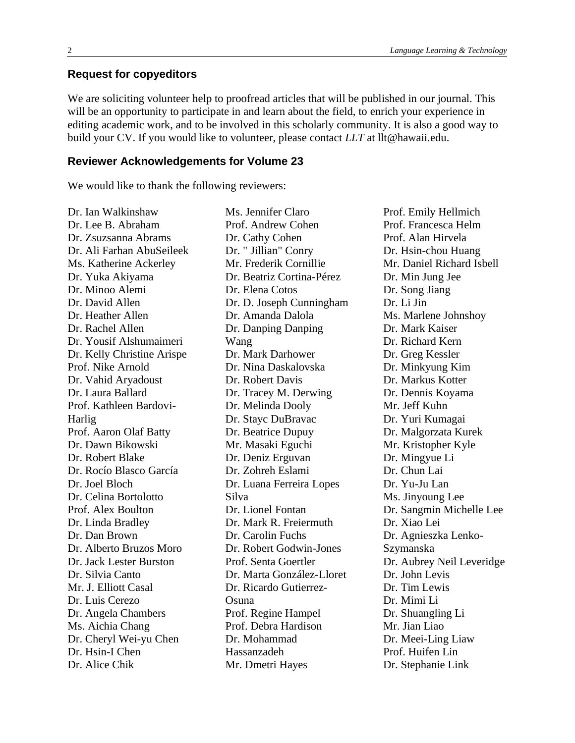## Request for copyeditors

We are soliciting volunteer help to proofread articles that will be published in our journal. This will be an opportunity to participate in and learn about the field, to enrich your experience in editing academic work, and to be involved in this scholarly community. It is also a good way to build your CV. If you would like to volunteer, please contact *LLT* at llt@hawaii.edu.

## Reviewer Acknowledgements for Volume 23

We would like to thank the following reviewers:

Dr. Ian Walkinshaw
Dr. Lee B. Abraham
Dr. Zsuzsanna Abrams
Dr. Ali Farhan AbuSeileek
Ms. Katherine Ackerley
Dr. Yuka Akiyama
Dr. Minoo Alemi
Dr. David Allen
Dr. Heather Allen
Dr. Rachel Allen
Dr. Yousif Alshumaimeri
Dr. Kelly Christine Arispe
Prof. Nike Arnold
Dr. Vahid Aryadoust
Dr. Laura Ballard
Prof. Kathleen Bardovi-Harlig
Prof. Aaron Olaf Batty
Dr. Dawn Bikowski
Dr. Robert Blake
Dr. Rocío Blasco García
Dr. Joel Bloch
Dr. Celina Bortolotto
Prof. Alex Boulton
Dr. Linda Bradley
Dr. Dan Brown
Dr. Alberto Bruzos Moro
Dr. Jack Lester Burston
Dr. Silvia Canto
Mr. J. Elliott Casal
Dr. Luis Cerezo
Dr. Angela Chambers
Ms. Aichia Chang
Dr. Cheryl Wei-yu Chen
Dr. Hsin-I Chen
Dr. Alice Chik
Ms. Jennifer Claro
Prof. Andrew Cohen
Dr. Cathy Cohen
Dr. " Jillian" Conry
Mr. Frederik Cornillie
Dr. Beatriz Cortina-Pérez
Dr. Elena Cotos
Dr. D. Joseph Cunningham
Dr. Amanda Dalola
Dr. Danping Danping Wang
Dr. Mark Darhower
Dr. Nina Daskalovska
Dr. Robert Davis
Dr. Tracey M. Derwing
Dr. Melinda Dooly
Dr. Stayc DuBravac
Dr. Beatrice Dupuy
Mr. Masaki Eguchi
Dr. Deniz Erguvan
Dr. Zohreh Eslami
Dr. Luana Ferreira Lopes Silva
Dr. Lionel Fontan
Dr. Mark R. Freiermuth
Dr. Carolin Fuchs
Dr. Robert Godwin-Jones
Prof. Senta Goertler
Dr. Marta González-Lloret
Dr. Ricardo Gutierrez-Osuna
Prof. Regine Hampel
Prof. Debra Hardison
Dr. Mohammad Hassanzadeh
Mr. Dmetri Hayes
Prof. Emily Hellmich
Prof. Francesca Helm
Prof. Alan Hirvela
Dr. Hsin-chou Huang
Mr. Daniel Richard Isbell
Dr. Min Jung Jee
Dr. Song Jiang
Dr. Li Jin
Ms. Marlene Johnshoy
Dr. Mark Kaiser
Dr. Richard Kern
Dr. Greg Kessler
Dr. Minkyung Kim
Dr. Markus Kotter
Dr. Dennis Koyama
Mr. Jeff Kuhn
Dr. Yuri Kumagai
Dr. Malgorzata Kurek
Mr. Kristopher Kyle
Dr. Mingyue Li
Dr. Chun Lai
Dr. Yu-Ju Lan
Ms. Jinyoung Lee
Dr. Sangmin Michelle Lee
Dr. Xiao Lei
Dr. Agnieszka Lenko-Szymanska
Dr. Aubrey Neil Leveridge
Dr. John Levis
Dr. Tim Lewis
Dr. Mimi Li
Dr. Shuangling Li
Mr. Jian Liao
Dr. Meei-Ling Liaw
Prof. Huifen Lin
Dr. Stephanie Link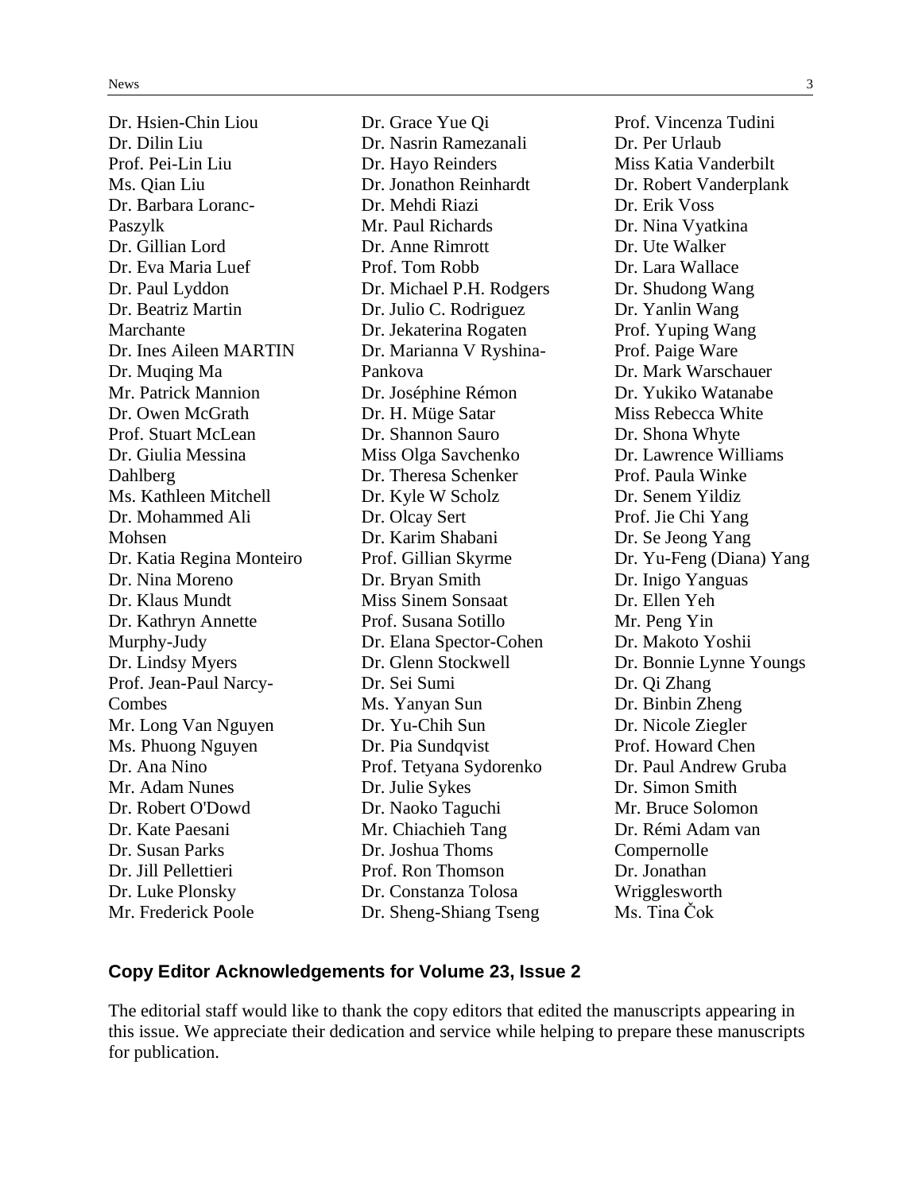Dr. Hsien-Chin Liou
Dr. Dilin Liu
Prof. Pei-Lin Liu
Ms. Qian Liu
Dr. Barbara Loranc-Paszylk
Dr. Gillian Lord
Dr. Eva Maria Luef
Dr. Paul Lyddon
Dr. Beatriz Martin Marchante
Dr. Ines Aileen MARTIN
Dr. Muqing Ma
Mr. Patrick Mannion
Dr. Owen McGrath
Prof. Stuart McLean
Dr. Giulia Messina Dahlberg
Ms. Kathleen Mitchell
Dr. Mohammed Ali Mohsen
Dr. Katia Regina Monteiro
Dr. Nina Moreno
Dr. Klaus Mundt
Dr. Kathryn Annette Murphy-Judy
Dr. Lindsy Myers
Prof. Jean-Paul Narcy-Combes
Mr. Long Van Nguyen
Ms. Phuong Nguyen
Dr. Ana Nino
Mr. Adam Nunes
Dr. Robert O'Dowd
Dr. Kate Paesani
Dr. Susan Parks
Dr. Jill Pellettieri
Dr. Luke Plonsky
Mr. Frederick Poole
Dr. Grace Yue Qi
Dr. Nasrin Ramezanali
Dr. Hayo Reinders
Dr. Jonathon Reinhardt
Dr. Mehdi Riazi
Mr. Paul Richards
Dr. Anne Rimrott
Prof. Tom Robb
Dr. Michael P.H. Rodgers
Dr. Julio C. Rodriguez
Dr. Jekaterina Rogaten
Dr. Marianna V Ryshina-Pankova
Dr. Joséphine Rémon
Dr. H. Müge Satar
Dr. Shannon Sauro
Miss Olga Savchenko
Dr. Theresa Schenker
Dr. Kyle W Scholz
Dr. Olcay Sert
Dr. Karim Shabani
Prof. Gillian Skyrme
Dr. Bryan Smith
Miss Sinem Sonsaat
Prof. Susana Sotillo
Dr. Elana Spector-Cohen
Dr. Glenn Stockwell
Dr. Sei Sumi
Ms. Yanyan Sun
Dr. Yu-Chih Sun
Dr. Pia Sundqvist
Prof. Tetyana Sydorenko
Dr. Julie Sykes
Dr. Naoko Taguchi
Mr. Chiachieh Tang
Dr. Joshua Thoms
Prof. Ron Thomson
Dr. Constanza Tolosa
Dr. Sheng-Shiang Tseng
Prof. Vincenza Tudini
Dr. Per Urlaub
Miss Katia Vanderbilt
Dr. Robert Vanderplank
Dr. Erik Voss
Dr. Nina Vyatkina
Dr. Ute Walker
Dr. Lara Wallace
Dr. Shudong Wang
Dr. Yanlin Wang
Prof. Yuping Wang
Prof. Paige Ware
Dr. Mark Warschauer
Dr. Yukiko Watanabe
Miss Rebecca White
Dr. Shona Whyte
Dr. Lawrence Williams
Prof. Paula Winke
Dr. Senem Yildiz
Prof. Jie Chi Yang
Dr. Se Jeong Yang
Dr. Yu-Feng (Diana) Yang
Dr. Inigo Yanguas
Dr. Ellen Yeh
Mr. Peng Yin
Dr. Makoto Yoshii
Dr. Bonnie Lynne Youngs
Dr. Qi Zhang
Dr. Binbin Zheng
Dr. Nicole Ziegler
Prof. Howard Chen
Dr. Paul Andrew Gruba
Dr. Simon Smith
Mr. Bruce Solomon
Dr. Rémi Adam van Compernolle
Dr. Jonathan Wrigglesworth
Ms. Tina Čok

### Copy Editor Acknowledgements for Volume 23, Issue 2

The editorial staff would like to thank the copy editors that edited the manuscripts appearing in this issue. We appreciate their dedication and service while helping to prepare these manuscripts for publication.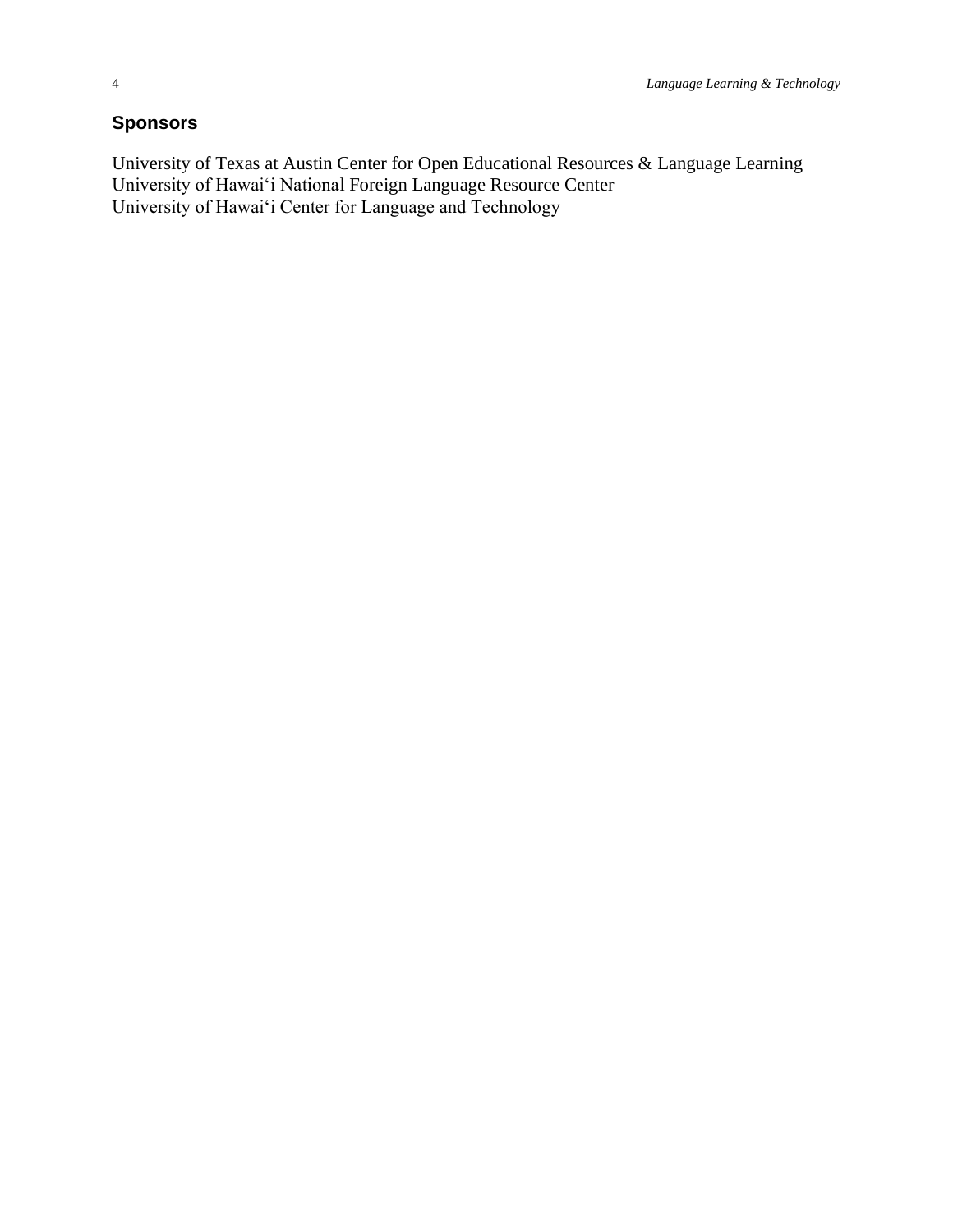## Sponsors

University of Texas at Austin Center for Open Educational Resources & Language Learning
University of Hawaiʻi National Foreign Language Resource Center
University of Hawaiʻi Center for Language and Technology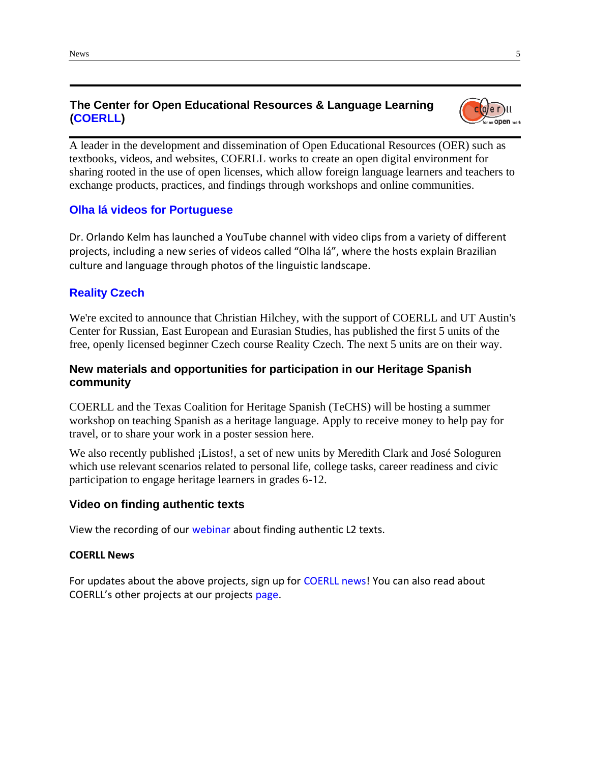## The Center for Open Educational Resources & Language Learning (COERLL)

A leader in the development and dissemination of Open Educational Resources (OER) such as textbooks, videos, and websites, COERLL works to create an open digital environment for sharing rooted in the use of open licenses, which allow foreign language learners and teachers to exchange products, practices, and findings through workshops and online communities.

### Olha lá videos for Portuguese

Dr. Orlando Kelm has launched a YouTube channel with video clips from a variety of different projects, including a new series of videos called "Olha lá", where the hosts explain Brazilian culture and language through photos of the linguistic landscape.

### Reality Czech

We're excited to announce that Christian Hilchey, with the support of COERLL and UT Austin's Center for Russian, East European and Eurasian Studies, has published the first 5 units of the free, openly licensed beginner Czech course Reality Czech. The next 5 units are on their way.

### New materials and opportunities for participation in our Heritage Spanish community

COERLL and the Texas Coalition for Heritage Spanish (TeCHS) will be hosting a summer workshop on teaching Spanish as a heritage language. Apply to receive money to help pay for travel, or to share your work in a poster session here.

We also recently published ¡Listos!, a set of new units by Meredith Clark and José Sologuren which use relevant scenarios related to personal life, college tasks, career readiness and civic participation to engage heritage learners in grades 6-12.

### Video on finding authentic texts

View the recording of our webinar about finding authentic L2 texts.

#### COERLL News

For updates about the above projects, sign up for COERLL news! You can also read about COERLL's other projects at our projects page.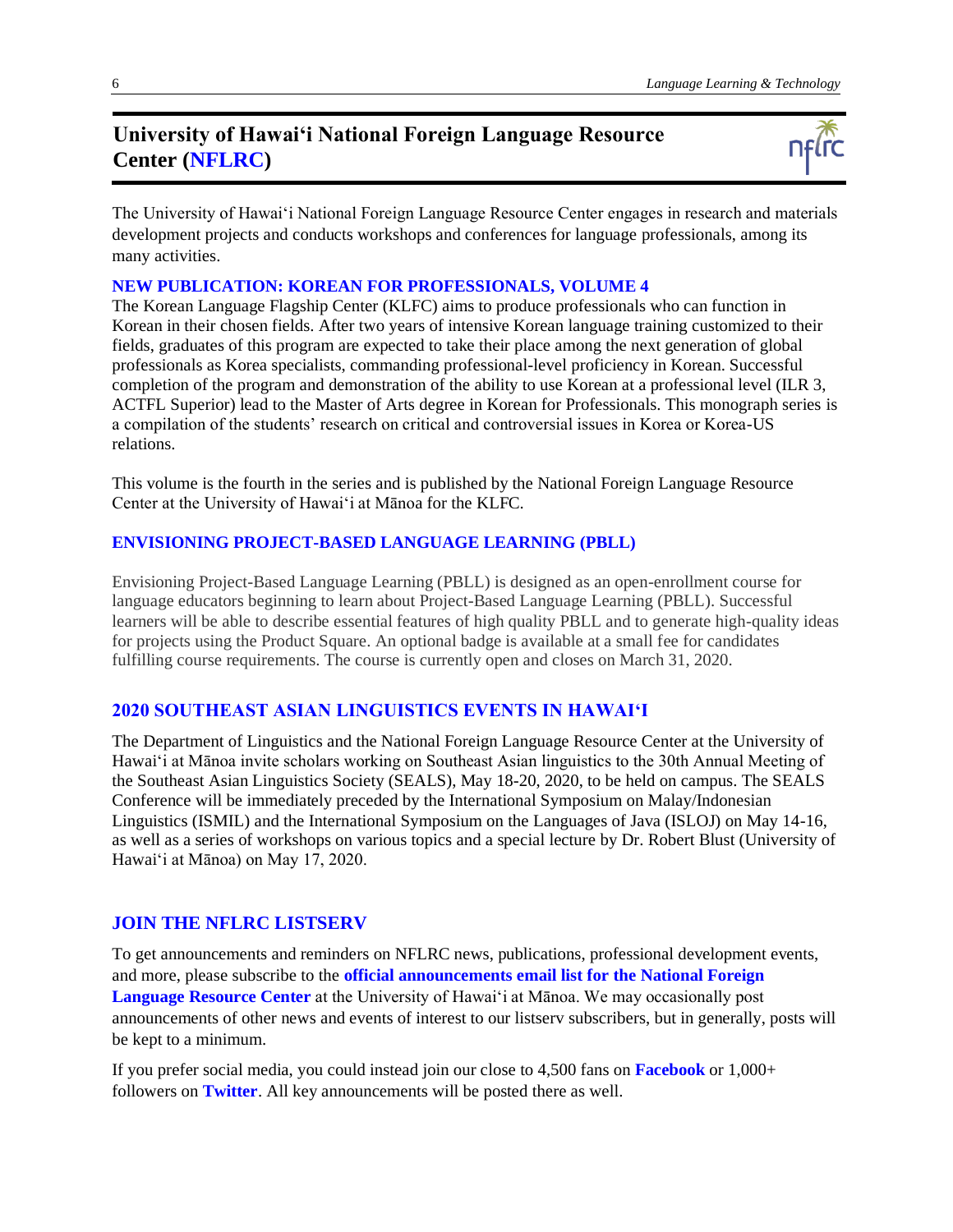## University of Hawaiʻi National Foreign Language Resource Center (NFLRC)

The University of Hawaiʻi National Foreign Language Resource Center engages in research and materials development projects and conducts workshops and conferences for language professionals, among its many activities.

### NEW PUBLICATION: KOREAN FOR PROFESSIONALS, VOLUME 4

The Korean Language Flagship Center (KLFC) aims to produce professionals who can function in Korean in their chosen fields. After two years of intensive Korean language training customized to their fields, graduates of this program are expected to take their place among the next generation of global professionals as Korea specialists, commanding professional-level proficiency in Korean. Successful completion of the program and demonstration of the ability to use Korean at a professional level (ILR 3, ACTFL Superior) lead to the Master of Arts degree in Korean for Professionals. This monograph series is a compilation of the students' research on critical and controversial issues in Korea or Korea-US relations.

This volume is the fourth in the series and is published by the National Foreign Language Resource Center at the University of Hawaiʻi at Mānoa for the KLFC.

### ENVISIONING PROJECT-BASED LANGUAGE LEARNING (PBLL)

Envisioning Project-Based Language Learning (PBLL) is designed as an open-enrollment course for language educators beginning to learn about Project-Based Language Learning (PBLL). Successful learners will be able to describe essential features of high quality PBLL and to generate high-quality ideas for projects using the Product Square. An optional badge is available at a small fee for candidates fulfilling course requirements. The course is currently open and closes on March 31, 2020.

### 2020 SOUTHEAST ASIAN LINGUISTICS EVENTS IN HAWAIʻI

The Department of Linguistics and the National Foreign Language Resource Center at the University of Hawaiʻi at Mānoa invite scholars working on Southeast Asian linguistics to the 30th Annual Meeting of the Southeast Asian Linguistics Society (SEALS), May 18-20, 2020, to be held on campus. The SEALS Conference will be immediately preceded by the International Symposium on Malay/Indonesian Linguistics (ISMIL) and the International Symposium on the Languages of Java (ISLOJ) on May 14-16, as well as a series of workshops on various topics and a special lecture by Dr. Robert Blust (University of Hawaiʻi at Mānoa) on May 17, 2020.

### JOIN THE NFLRC LISTSERV

To get announcements and reminders on NFLRC news, publications, professional development events, and more, please subscribe to the **official announcements email list for the National Foreign Language Resource Center** at the University of Hawaiʻi at Mānoa. We may occasionally post announcements of other news and events of interest to our listserv subscribers, but in generally, posts will be kept to a minimum.

If you prefer social media, you could instead join our close to 4,500 fans on **Facebook** or 1,000+ followers on **Twitter**. All key announcements will be posted there as well.